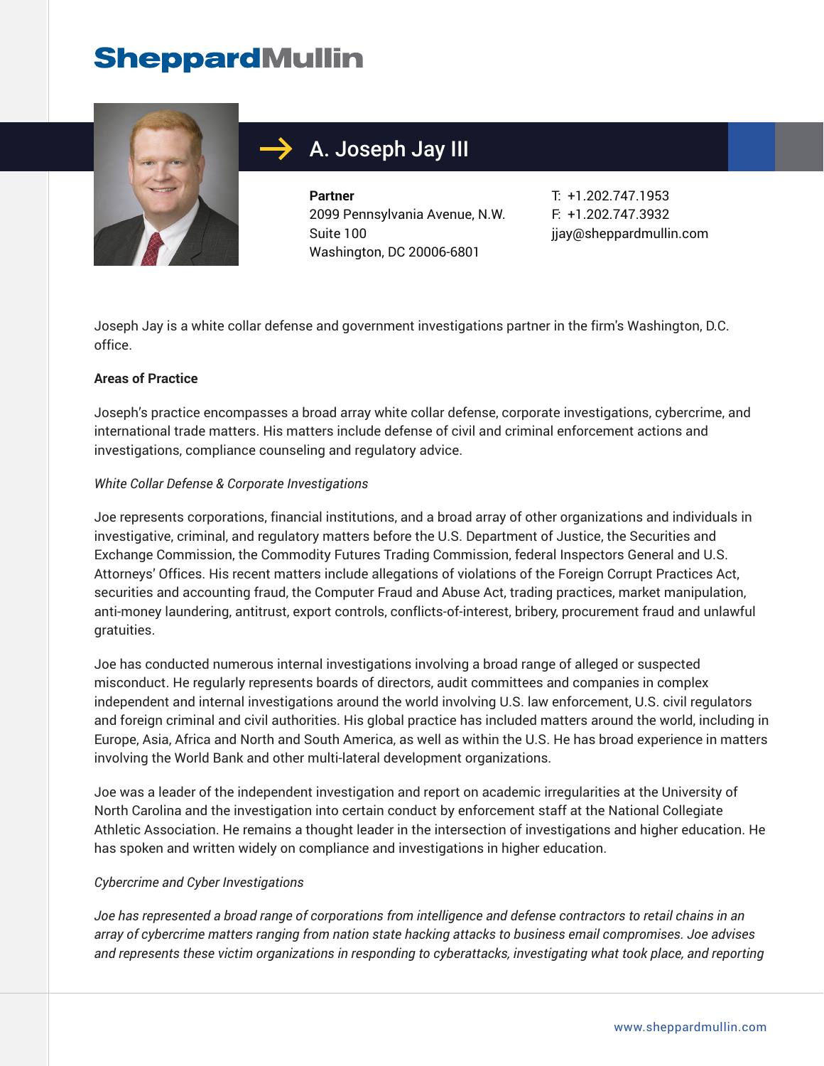# SheppardMullin

## A. Joseph Jay III

**Partner**
2099 Pennsylvania Avenue, N.W.
Suite 100
Washington, DC 20006-6801

T: +1.202.747.1953
F: +1.202.747.3932
jjay@sheppardmullin.com

Joseph Jay is a white collar defense and government investigations partner in the firm's Washington, D.C. office.

**Areas of Practice**

Joseph's practice encompasses a broad array white collar defense, corporate investigations, cybercrime, and international trade matters. His matters include defense of civil and criminal enforcement actions and investigations, compliance counseling and regulatory advice.

*White Collar Defense & Corporate Investigations*

Joe represents corporations, financial institutions, and a broad array of other organizations and individuals in investigative, criminal, and regulatory matters before the U.S. Department of Justice, the Securities and Exchange Commission, the Commodity Futures Trading Commission, federal Inspectors General and U.S. Attorneys' Offices. His recent matters include allegations of violations of the Foreign Corrupt Practices Act, securities and accounting fraud, the Computer Fraud and Abuse Act, trading practices, market manipulation, anti-money laundering, antitrust, export controls, conflicts-of-interest, bribery, procurement fraud and unlawful gratuities.

Joe has conducted numerous internal investigations involving a broad range of alleged or suspected misconduct. He regularly represents boards of directors, audit committees and companies in complex independent and internal investigations around the world involving U.S. law enforcement, U.S. civil regulators and foreign criminal and civil authorities. His global practice has included matters around the world, including in Europe, Asia, Africa and North and South America, as well as within the U.S. He has broad experience in matters involving the World Bank and other multi-lateral development organizations.

Joe was a leader of the independent investigation and report on academic irregularities at the University of North Carolina and the investigation into certain conduct by enforcement staff at the National Collegiate Athletic Association. He remains a thought leader in the intersection of investigations and higher education. He has spoken and written widely on compliance and investigations in higher education.

*Cybercrime and Cyber Investigations*

*Joe has represented a broad range of corporations from intelligence and defense contractors to retail chains in an array of cybercrime matters ranging from nation state hacking attacks to business email compromises. Joe advises and represents these victim organizations in responding to cyberattacks, investigating what took place, and reporting*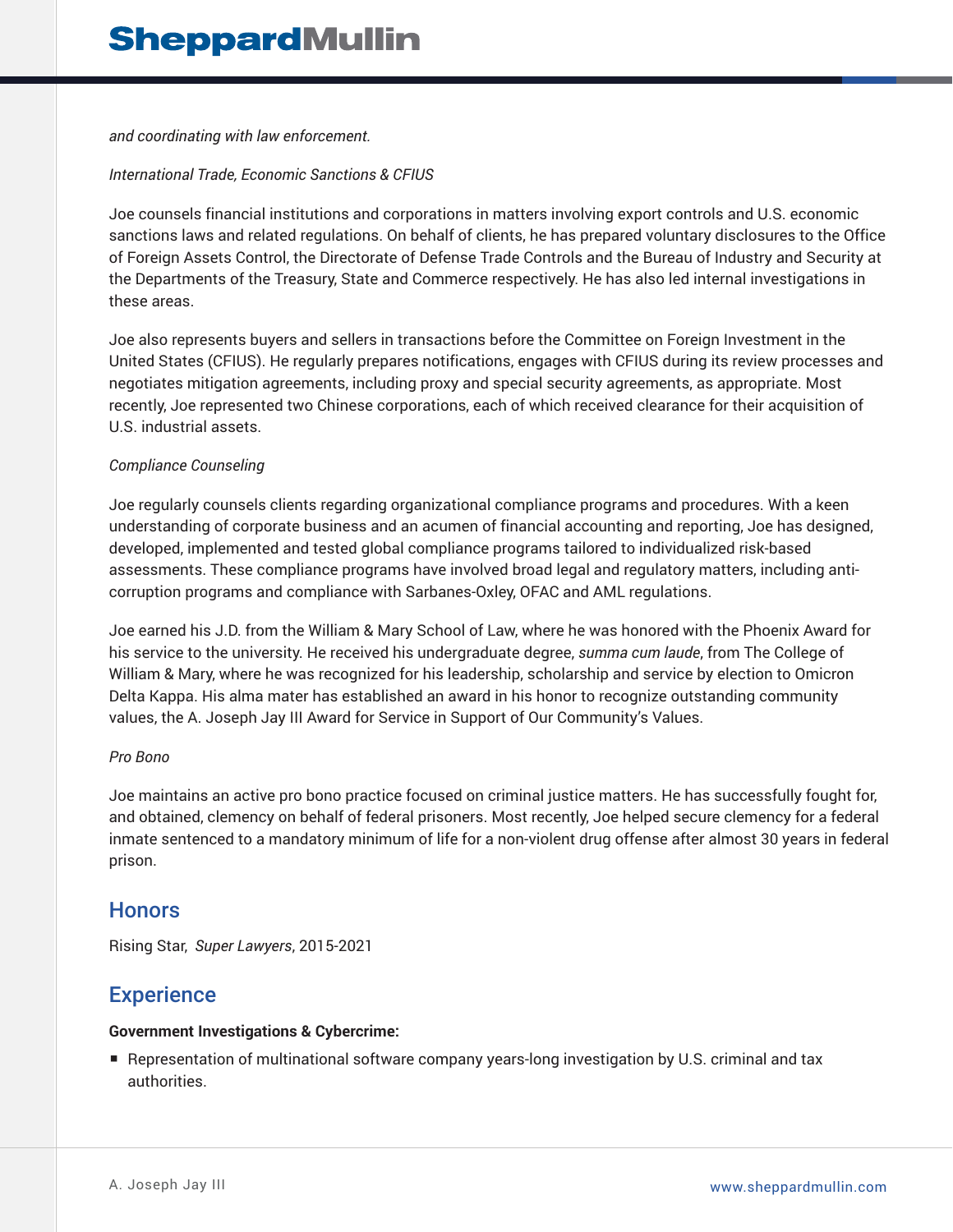*and coordinating with law enforcement.*

*International Trade, Economic Sanctions & CFIUS*

Joe counsels financial institutions and corporations in matters involving export controls and U.S. economic sanctions laws and related regulations. On behalf of clients, he has prepared voluntary disclosures to the Office of Foreign Assets Control, the Directorate of Defense Trade Controls and the Bureau of Industry and Security at the Departments of the Treasury, State and Commerce respectively. He has also led internal investigations in these areas.

Joe also represents buyers and sellers in transactions before the Committee on Foreign Investment in the United States (CFIUS). He regularly prepares notifications, engages with CFIUS during its review processes and negotiates mitigation agreements, including proxy and special security agreements, as appropriate. Most recently, Joe represented two Chinese corporations, each of which received clearance for their acquisition of U.S. industrial assets.

*Compliance Counseling*

Joe regularly counsels clients regarding organizational compliance programs and procedures. With a keen understanding of corporate business and an acumen of financial accounting and reporting, Joe has designed, developed, implemented and tested global compliance programs tailored to individualized risk-based assessments. These compliance programs have involved broad legal and regulatory matters, including anti-corruption programs and compliance with Sarbanes-Oxley, OFAC and AML regulations.

Joe earned his J.D. from the William & Mary School of Law, where he was honored with the Phoenix Award for his service to the university. He received his undergraduate degree, *summa cum laude*, from The College of William & Mary, where he was recognized for his leadership, scholarship and service by election to Omicron Delta Kappa. His alma mater has established an award in his honor to recognize outstanding community values, the A. Joseph Jay III Award for Service in Support of Our Community's Values.

*Pro Bono*

Joe maintains an active pro bono practice focused on criminal justice matters. He has successfully fought for, and obtained, clemency on behalf of federal prisoners. Most recently, Joe helped secure clemency for a federal inmate sentenced to a mandatory minimum of life for a non-violent drug offense after almost 30 years in federal prison.

## Honors

Rising Star, *Super Lawyers*, 2015-2021

## Experience

**Government Investigations & Cybercrime:**

- Representation of multinational software company years-long investigation by U.S. criminal and tax authorities.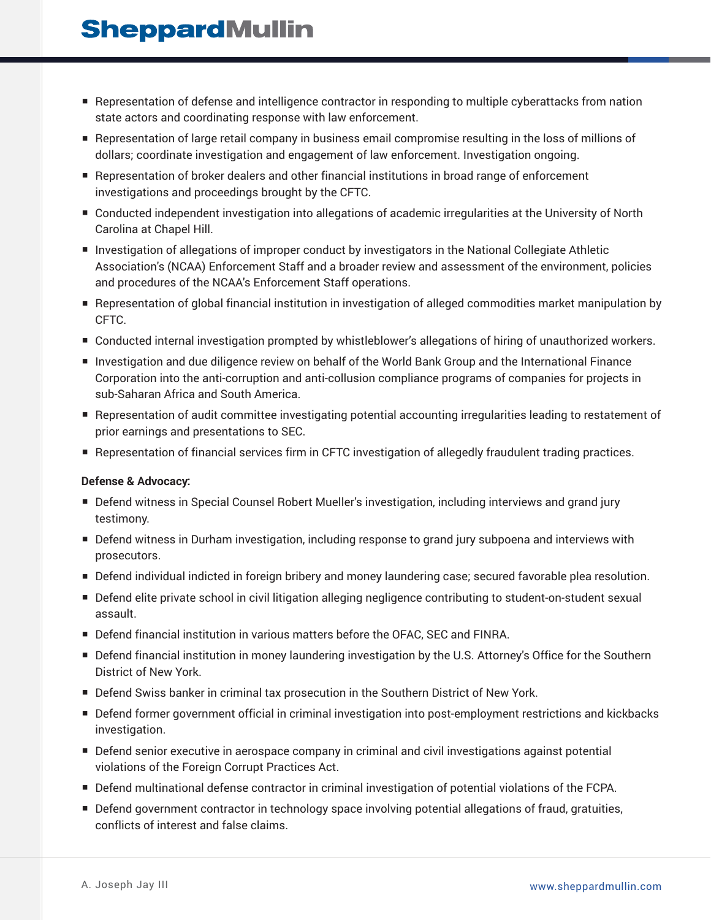- Representation of defense and intelligence contractor in responding to multiple cyberattacks from nation state actors and coordinating response with law enforcement.
- Representation of large retail company in business email compromise resulting in the loss of millions of dollars; coordinate investigation and engagement of law enforcement. Investigation ongoing.
- Representation of broker dealers and other financial institutions in broad range of enforcement investigations and proceedings brought by the CFTC.
- Conducted independent investigation into allegations of academic irregularities at the University of North Carolina at Chapel Hill.
- Investigation of allegations of improper conduct by investigators in the National Collegiate Athletic Association's (NCAA) Enforcement Staff and a broader review and assessment of the environment, policies and procedures of the NCAA's Enforcement Staff operations.
- Representation of global financial institution in investigation of alleged commodities market manipulation by CFTC.
- Conducted internal investigation prompted by whistleblower's allegations of hiring of unauthorized workers.
- Investigation and due diligence review on behalf of the World Bank Group and the International Finance Corporation into the anti-corruption and anti-collusion compliance programs of companies for projects in sub-Saharan Africa and South America.
- Representation of audit committee investigating potential accounting irregularities leading to restatement of prior earnings and presentations to SEC.
- Representation of financial services firm in CFTC investigation of allegedly fraudulent trading practices.

**Defense & Advocacy:**

- Defend witness in Special Counsel Robert Mueller's investigation, including interviews and grand jury testimony.
- Defend witness in Durham investigation, including response to grand jury subpoena and interviews with prosecutors.
- Defend individual indicted in foreign bribery and money laundering case; secured favorable plea resolution.
- Defend elite private school in civil litigation alleging negligence contributing to student-on-student sexual assault.
- Defend financial institution in various matters before the OFAC, SEC and FINRA.
- Defend financial institution in money laundering investigation by the U.S. Attorney's Office for the Southern District of New York.
- Defend Swiss banker in criminal tax prosecution in the Southern District of New York.
- Defend former government official in criminal investigation into post-employment restrictions and kickbacks investigation.
- Defend senior executive in aerospace company in criminal and civil investigations against potential violations of the Foreign Corrupt Practices Act.
- Defend multinational defense contractor in criminal investigation of potential violations of the FCPA.
- Defend government contractor in technology space involving potential allegations of fraud, gratuities, conflicts of interest and false claims.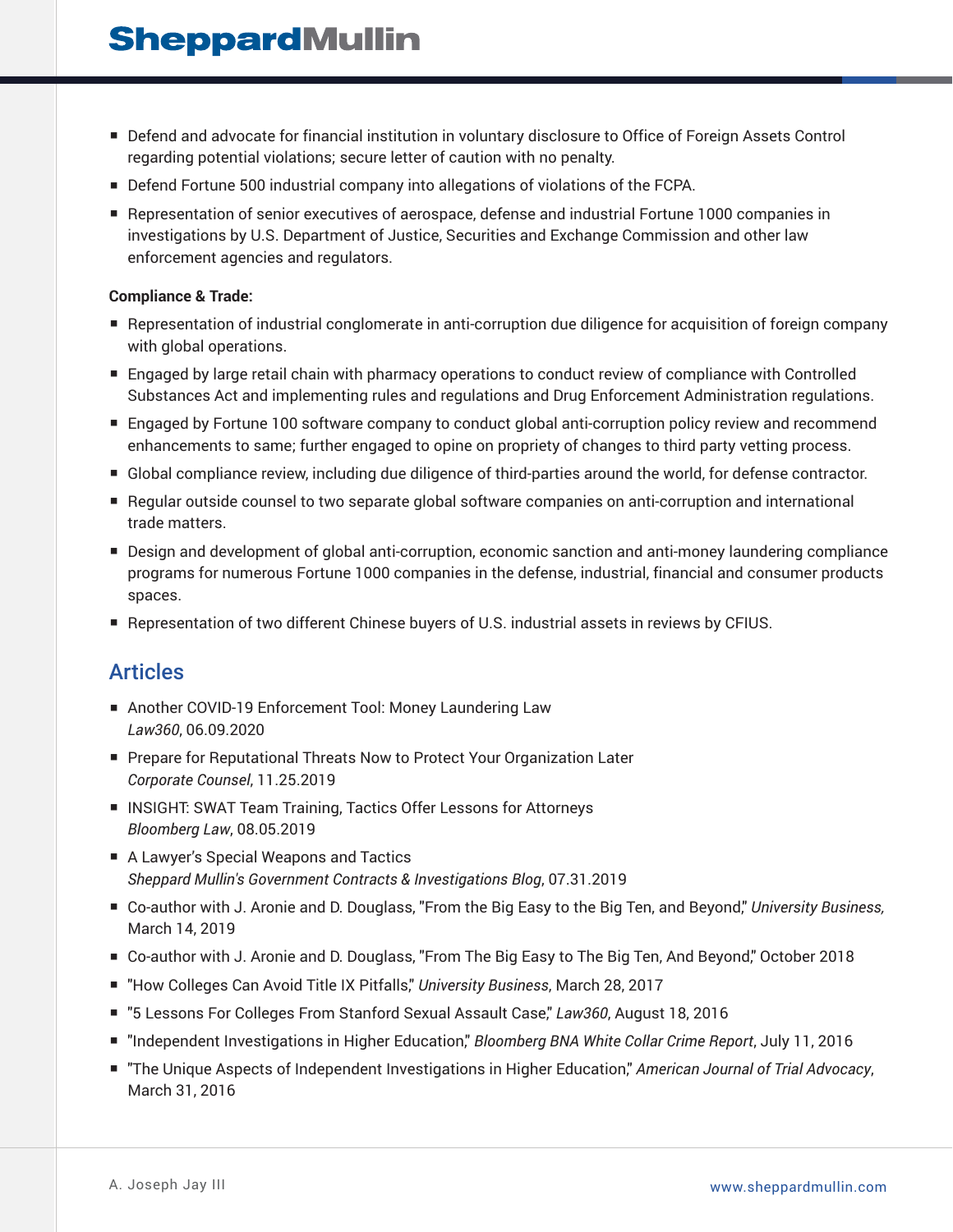- Defend and advocate for financial institution in voluntary disclosure to Office of Foreign Assets Control regarding potential violations; secure letter of caution with no penalty.
- Defend Fortune 500 industrial company into allegations of violations of the FCPA.
- Representation of senior executives of aerospace, defense and industrial Fortune 1000 companies in investigations by U.S. Department of Justice, Securities and Exchange Commission and other law enforcement agencies and regulators.

**Compliance & Trade:**

- Representation of industrial conglomerate in anti-corruption due diligence for acquisition of foreign company with global operations.
- Engaged by large retail chain with pharmacy operations to conduct review of compliance with Controlled Substances Act and implementing rules and regulations and Drug Enforcement Administration regulations.
- Engaged by Fortune 100 software company to conduct global anti-corruption policy review and recommend enhancements to same; further engaged to opine on propriety of changes to third party vetting process.
- Global compliance review, including due diligence of third-parties around the world, for defense contractor.
- Regular outside counsel to two separate global software companies on anti-corruption and international trade matters.
- Design and development of global anti-corruption, economic sanction and anti-money laundering compliance programs for numerous Fortune 1000 companies in the defense, industrial, financial and consumer products spaces.
- Representation of two different Chinese buyers of U.S. industrial assets in reviews by CFIUS.

## Articles

- Another COVID-19 Enforcement Tool: Money Laundering Law
  *Law360*, 06.09.2020
- Prepare for Reputational Threats Now to Protect Your Organization Later
  *Corporate Counsel*, 11.25.2019
- INSIGHT: SWAT Team Training, Tactics Offer Lessons for Attorneys
  *Bloomberg Law*, 08.05.2019
- A Lawyer's Special Weapons and Tactics
  *Sheppard Mullin's Government Contracts & Investigations Blog*, 07.31.2019
- Co-author with J. Aronie and D. Douglass, "From the Big Easy to the Big Ten, and Beyond," *University Business,* March 14, 2019
- Co-author with J. Aronie and D. Douglass, "From The Big Easy to The Big Ten, And Beyond," October 2018
- "How Colleges Can Avoid Title IX Pitfalls," *University Business*, March 28, 2017
- "5 Lessons For Colleges From Stanford Sexual Assault Case," *Law360*, August 18, 2016
- "Independent Investigations in Higher Education," *Bloomberg BNA White Collar Crime Report*, July 11, 2016
- "The Unique Aspects of Independent Investigations in Higher Education," *American Journal of Trial Advocacy*, March 31, 2016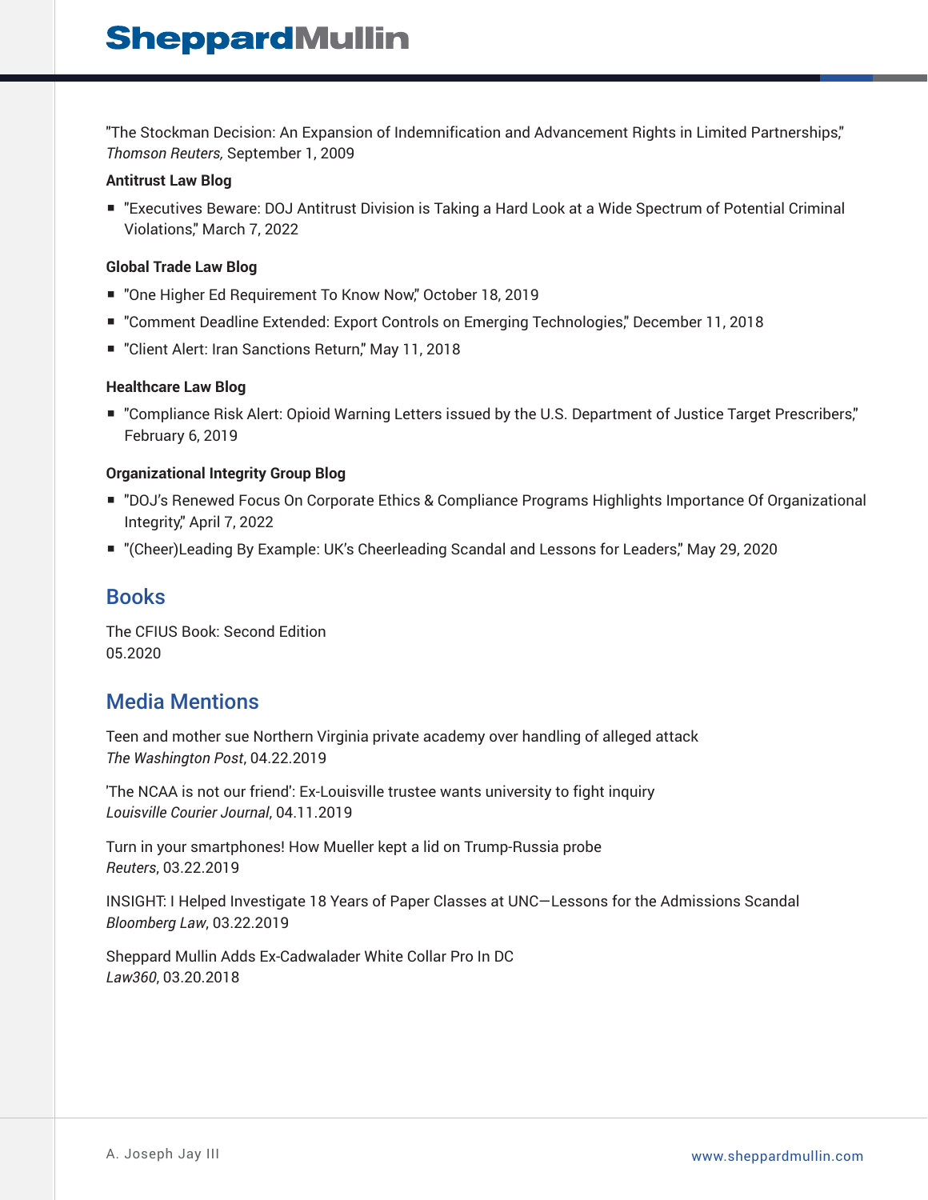"The Stockman Decision: An Expansion of Indemnification and Advancement Rights in Limited Partnerships," *Thomson Reuters,* September 1, 2009

**Antitrust Law Blog**

- "Executives Beware: DOJ Antitrust Division is Taking a Hard Look at a Wide Spectrum of Potential Criminal Violations," March 7, 2022

**Global Trade Law Blog**

- "One Higher Ed Requirement To Know Now," October 18, 2019
- "Comment Deadline Extended: Export Controls on Emerging Technologies," December 11, 2018
- "Client Alert: Iran Sanctions Return," May 11, 2018

**Healthcare Law Blog**

- "Compliance Risk Alert: Opioid Warning Letters issued by the U.S. Department of Justice Target Prescribers," February 6, 2019

**Organizational Integrity Group Blog**

- "DOJ's Renewed Focus On Corporate Ethics & Compliance Programs Highlights Importance Of Organizational Integrity," April 7, 2022
- "(Cheer)Leading By Example: UK's Cheerleading Scandal and Lessons for Leaders," May 29, 2020

## Books

The CFIUS Book: Second Edition
05.2020

## Media Mentions

Teen and mother sue Northern Virginia private academy over handling of alleged attack
*The Washington Post*, 04.22.2019

'The NCAA is not our friend': Ex-Louisville trustee wants university to fight inquiry
*Louisville Courier Journal*, 04.11.2019

Turn in your smartphones! How Mueller kept a lid on Trump-Russia probe
*Reuters*, 03.22.2019

INSIGHT: I Helped Investigate 18 Years of Paper Classes at UNC—Lessons for the Admissions Scandal
*Bloomberg Law*, 03.22.2019

Sheppard Mullin Adds Ex-Cadwalader White Collar Pro In DC
*Law360*, 03.20.2018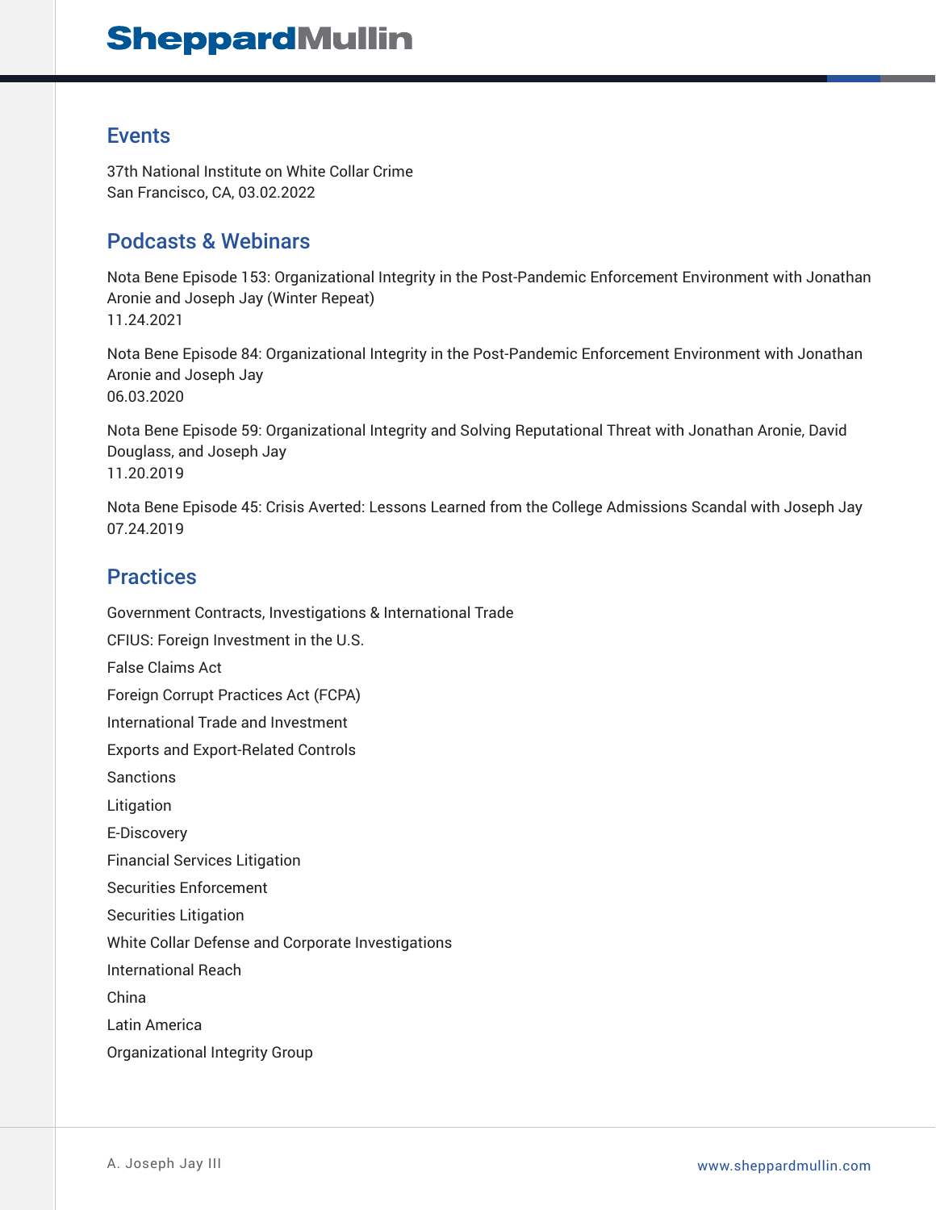## Events

37th National Institute on White Collar Crime
San Francisco, CA, 03.02.2022

## Podcasts & Webinars

Nota Bene Episode 153: Organizational Integrity in the Post-Pandemic Enforcement Environment with Jonathan Aronie and Joseph Jay (Winter Repeat)
11.24.2021

Nota Bene Episode 84: Organizational Integrity in the Post-Pandemic Enforcement Environment with Jonathan Aronie and Joseph Jay
06.03.2020

Nota Bene Episode 59: Organizational Integrity and Solving Reputational Threat with Jonathan Aronie, David Douglass, and Joseph Jay
11.20.2019

Nota Bene Episode 45: Crisis Averted: Lessons Learned from the College Admissions Scandal with Joseph Jay
07.24.2019

## Practices

Government Contracts, Investigations & International Trade

CFIUS: Foreign Investment in the U.S.

False Claims Act

Foreign Corrupt Practices Act (FCPA)

International Trade and Investment

Exports and Export-Related Controls

Sanctions

Litigation

E-Discovery

Financial Services Litigation

Securities Enforcement

Securities Litigation

White Collar Defense and Corporate Investigations

International Reach

China

Latin America

Organizational Integrity Group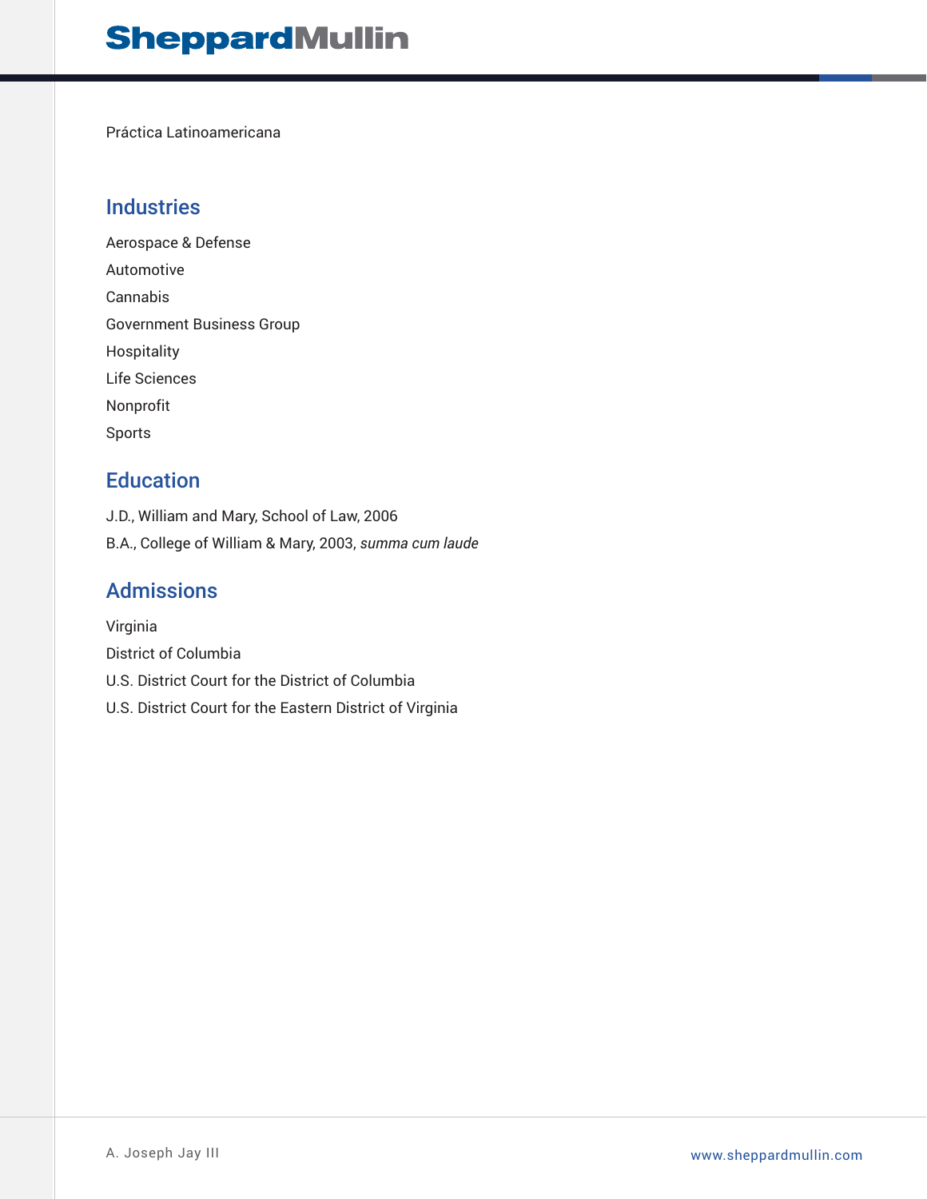Práctica Latinoamericana

## Industries

Aerospace & Defense

Automotive

Cannabis

Government Business Group

Hospitality

Life Sciences

Nonprofit

Sports

## Education

J.D., William and Mary, School of Law, 2006

B.A., College of William & Mary, 2003, *summa cum laude*

## Admissions

Virginia

District of Columbia

U.S. District Court for the District of Columbia

U.S. District Court for the Eastern District of Virginia